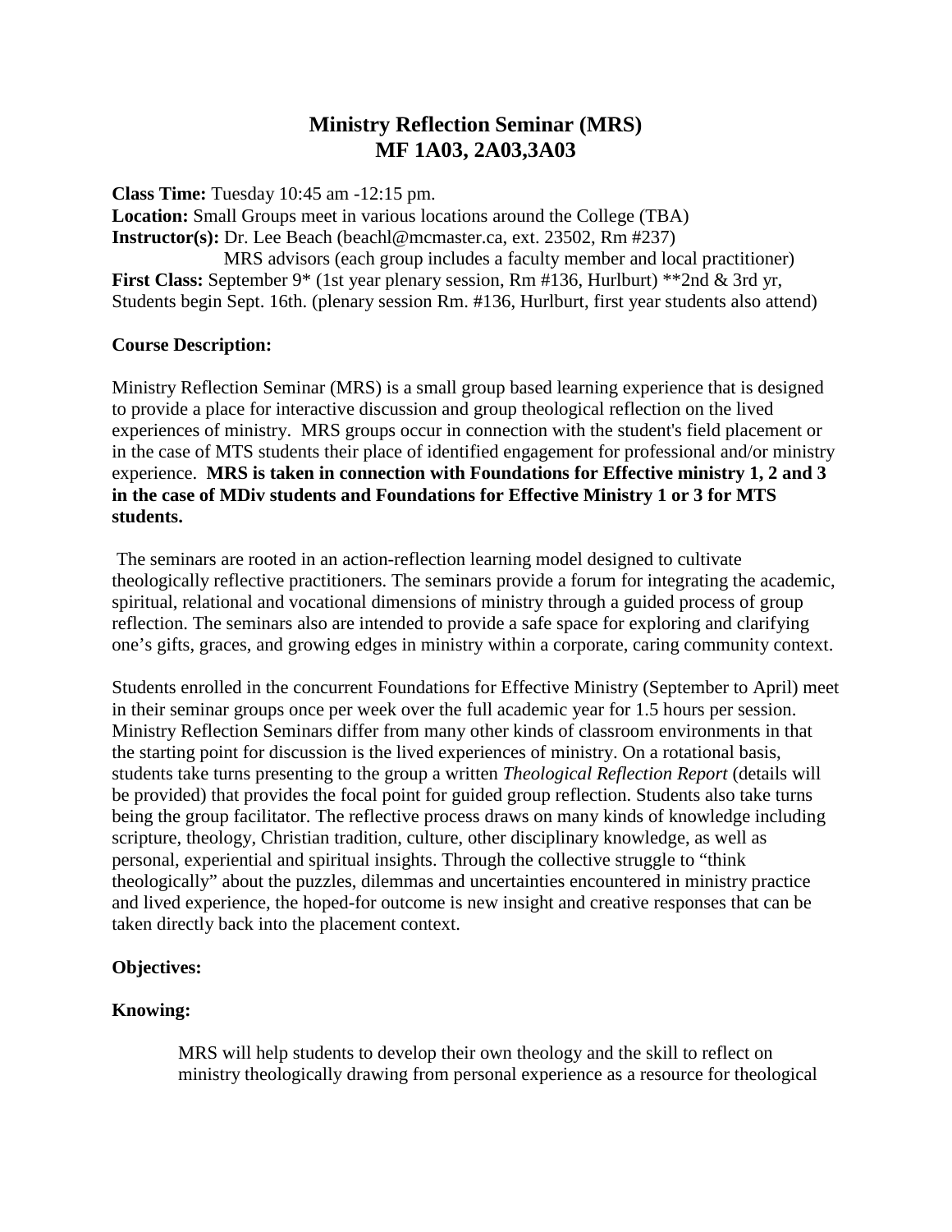# Ministry Reflection Seminar (MRS)
# MF 1A03, 2A03,3A03

**Class Time:** Tuesday 10:45 am -12:15 pm.
**Location:** Small Groups meet in various locations around the College (TBA)
**Instructor(s):** Dr. Lee Beach (beachl@mcmaster.ca, ext. 23502, Rm #237)
MRS advisors (each group includes a faculty member and local practitioner)
**First Class:** September 9* (1st year plenary session, Rm #136, Hurlburt) **2nd & 3rd yr, Students begin Sept. 16th. (plenary session Rm. #136, Hurlburt, first year students also attend)

**Course Description:**

Ministry Reflection Seminar (MRS) is a small group based learning experience that is designed to provide a place for interactive discussion and group theological reflection on the lived experiences of ministry. MRS groups occur in connection with the student's field placement or in the case of MTS students their place of identified engagement for professional and/or ministry experience. **MRS is taken in connection with Foundations for Effective ministry 1, 2 and 3 in the case of MDiv students and Foundations for Effective Ministry 1 or 3 for MTS students.**

The seminars are rooted in an action-reflection learning model designed to cultivate theologically reflective practitioners. The seminars provide a forum for integrating the academic, spiritual, relational and vocational dimensions of ministry through a guided process of group reflection. The seminars also are intended to provide a safe space for exploring and clarifying one's gifts, graces, and growing edges in ministry within a corporate, caring community context.

Students enrolled in the concurrent Foundations for Effective Ministry (September to April) meet in their seminar groups once per week over the full academic year for 1.5 hours per session. Ministry Reflection Seminars differ from many other kinds of classroom environments in that the starting point for discussion is the lived experiences of ministry. On a rotational basis, students take turns presenting to the group a written *Theological Reflection Report* (details will be provided) that provides the focal point for guided group reflection. Students also take turns being the group facilitator. The reflective process draws on many kinds of knowledge including scripture, theology, Christian tradition, culture, other disciplinary knowledge, as well as personal, experiential and spiritual insights. Through the collective struggle to "think theologically" about the puzzles, dilemmas and uncertainties encountered in ministry practice and lived experience, the hoped-for outcome is new insight and creative responses that can be taken directly back into the placement context.

**Objectives:**

**Knowing:**

MRS will help students to develop their own theology and the skill to reflect on ministry theologically drawing from personal experience as a resource for theological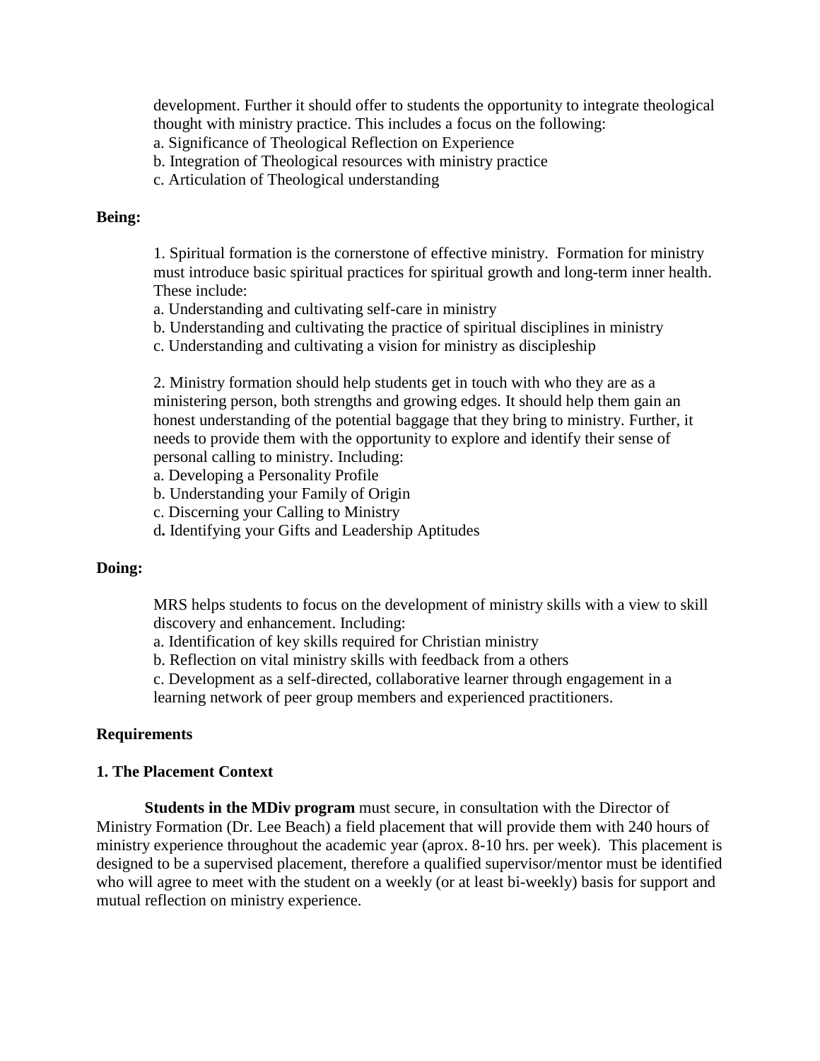development. Further it should offer to students the opportunity to integrate theological thought with ministry practice. This includes a focus on the following:
a. Significance of Theological Reflection on Experience
b. Integration of Theological resources with ministry practice
c. Articulation of Theological understanding

**Being:**

1. Spiritual formation is the cornerstone of effective ministry. Formation for ministry must introduce basic spiritual practices for spiritual growth and long-term inner health. These include:
a. Understanding and cultivating self-care in ministry
b. Understanding and cultivating the practice of spiritual disciplines in ministry
c. Understanding and cultivating a vision for ministry as discipleship

2. Ministry formation should help students get in touch with who they are as a ministering person, both strengths and growing edges. It should help them gain an honest understanding of the potential baggage that they bring to ministry. Further, it needs to provide them with the opportunity to explore and identify their sense of personal calling to ministry. Including:
a. Developing a Personality Profile
b. Understanding your Family of Origin
c. Discerning your Calling to Ministry
d**.** Identifying your Gifts and Leadership Aptitudes

**Doing:**

MRS helps students to focus on the development of ministry skills with a view to skill discovery and enhancement. Including:
a. Identification of key skills required for Christian ministry
b. Reflection on vital ministry skills with feedback from a others
c. Development as a self-directed, collaborative learner through engagement in a learning network of peer group members and experienced practitioners.

**Requirements**

**1. The Placement Context**

**Students in the MDiv program** must secure, in consultation with the Director of Ministry Formation (Dr. Lee Beach) a field placement that will provide them with 240 hours of ministry experience throughout the academic year (aprox. 8-10 hrs. per week). This placement is designed to be a supervised placement, therefore a qualified supervisor/mentor must be identified who will agree to meet with the student on a weekly (or at least bi-weekly) basis for support and mutual reflection on ministry experience.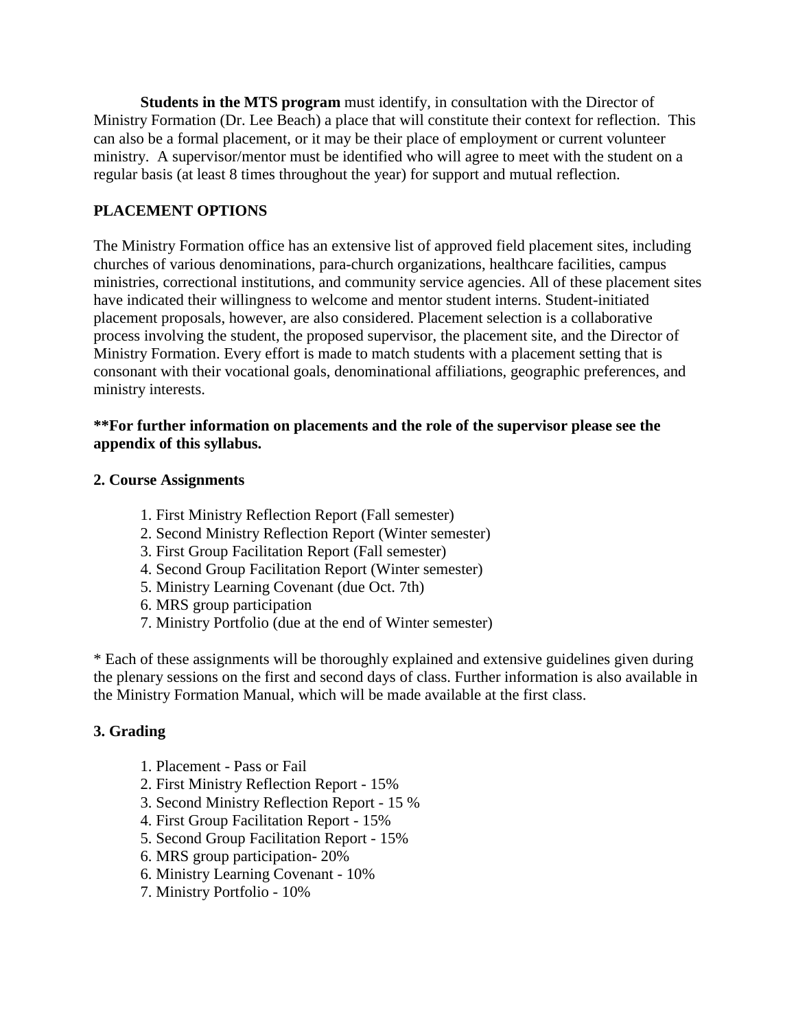**Students in the MTS program** must identify, in consultation with the Director of Ministry Formation (Dr. Lee Beach) a place that will constitute their context for reflection. This can also be a formal placement, or it may be their place of employment or current volunteer ministry. A supervisor/mentor must be identified who will agree to meet with the student on a regular basis (at least 8 times throughout the year) for support and mutual reflection.

**PLACEMENT OPTIONS**

The Ministry Formation office has an extensive list of approved field placement sites, including churches of various denominations, para-church organizations, healthcare facilities, campus ministries, correctional institutions, and community service agencies. All of these placement sites have indicated their willingness to welcome and mentor student interns. Student-initiated placement proposals, however, are also considered. Placement selection is a collaborative process involving the student, the proposed supervisor, the placement site, and the Director of Ministry Formation. Every effort is made to match students with a placement setting that is consonant with their vocational goals, denominational affiliations, geographic preferences, and ministry interests.

**\*\*For further information on placements and the role of the supervisor please see the appendix of this syllabus.**

**2. Course Assignments**

1. First Ministry Reflection Report (Fall semester)
2. Second Ministry Reflection Report (Winter semester)
3. First Group Facilitation Report (Fall semester)
4. Second Group Facilitation Report (Winter semester)
5. Ministry Learning Covenant (due Oct. 7th)
6. MRS group participation
7. Ministry Portfolio (due at the end of Winter semester)

\* Each of these assignments will be thoroughly explained and extensive guidelines given during the plenary sessions on the first and second days of class. Further information is also available in the Ministry Formation Manual, which will be made available at the first class.

**3. Grading**

1. Placement - Pass or Fail
2. First Ministry Reflection Report - 15%
3. Second Ministry Reflection Report - 15 %
4. First Group Facilitation Report - 15%
5. Second Group Facilitation Report - 15%
6. MRS group participation- 20%
6. Ministry Learning Covenant - 10%
7. Ministry Portfolio - 10%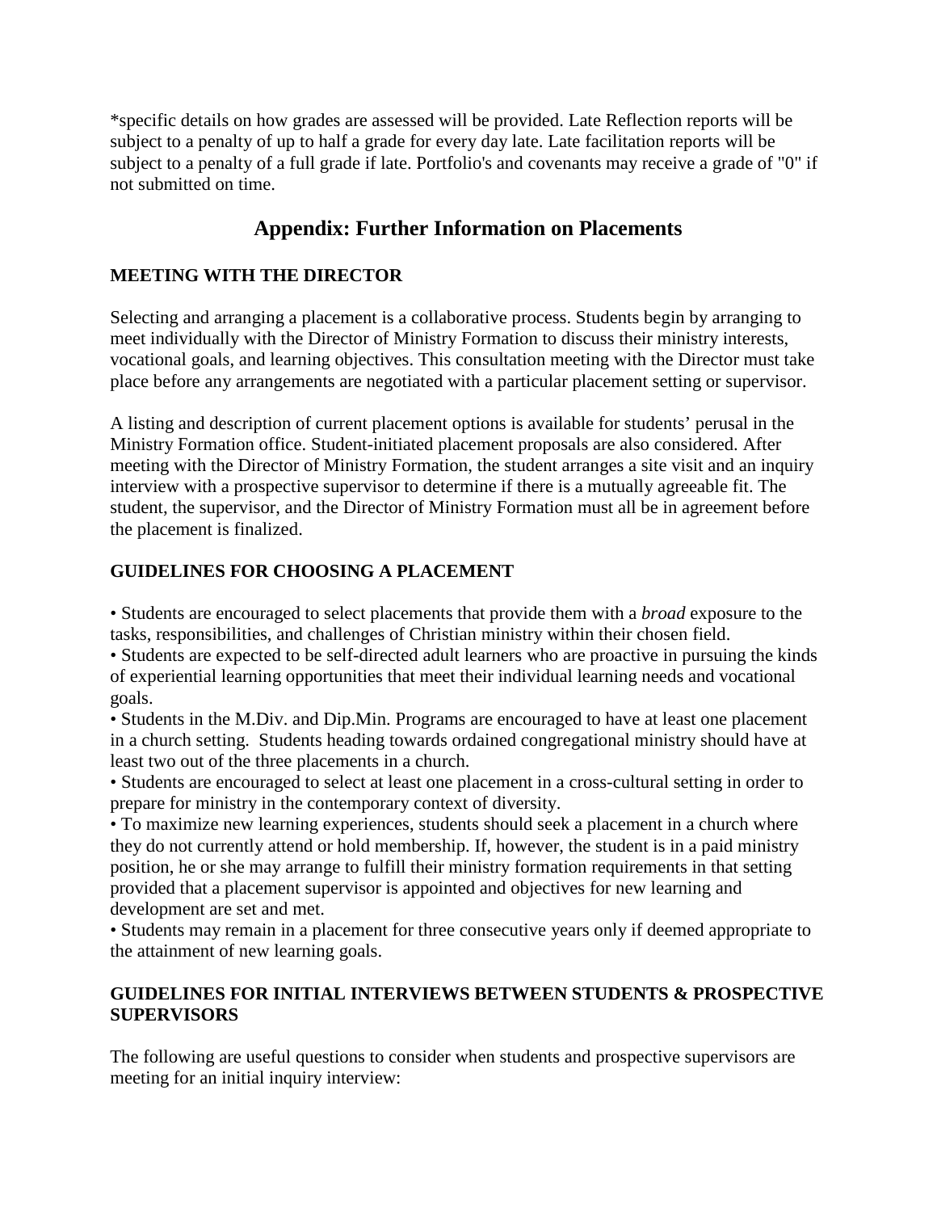*specific details on how grades are assessed will be provided. Late Reflection reports will be subject to a penalty of up to half a grade for every day late. Late facilitation reports will be subject to a penalty of a full grade if late. Portfolio's and covenants may receive a grade of "0" if not submitted on time.

## Appendix: Further Information on Placements

### MEETING WITH THE DIRECTOR

Selecting and arranging a placement is a collaborative process. Students begin by arranging to meet individually with the Director of Ministry Formation to discuss their ministry interests, vocational goals, and learning objectives. This consultation meeting with the Director must take place before any arrangements are negotiated with a particular placement setting or supervisor.

A listing and description of current placement options is available for students' perusal in the Ministry Formation office. Student-initiated placement proposals are also considered. After meeting with the Director of Ministry Formation, the student arranges a site visit and an inquiry interview with a prospective supervisor to determine if there is a mutually agreeable fit. The student, the supervisor, and the Director of Ministry Formation must all be in agreement before the placement is finalized.

### GUIDELINES FOR CHOOSING A PLACEMENT

• Students are encouraged to select placements that provide them with a *broad* exposure to the tasks, responsibilities, and challenges of Christian ministry within their chosen field.
• Students are expected to be self-directed adult learners who are proactive in pursuing the kinds of experiential learning opportunities that meet their individual learning needs and vocational goals.
• Students in the M.Div. and Dip.Min. Programs are encouraged to have at least one placement in a church setting. Students heading towards ordained congregational ministry should have at least two out of the three placements in a church.
• Students are encouraged to select at least one placement in a cross-cultural setting in order to prepare for ministry in the contemporary context of diversity.
• To maximize new learning experiences, students should seek a placement in a church where they do not currently attend or hold membership. If, however, the student is in a paid ministry position, he or she may arrange to fulfill their ministry formation requirements in that setting provided that a placement supervisor is appointed and objectives for new learning and development are set and met.
• Students may remain in a placement for three consecutive years only if deemed appropriate to the attainment of new learning goals.

### GUIDELINES FOR INITIAL INTERVIEWS BETWEEN STUDENTS & PROSPECTIVE SUPERVISORS

The following are useful questions to consider when students and prospective supervisors are meeting for an initial inquiry interview: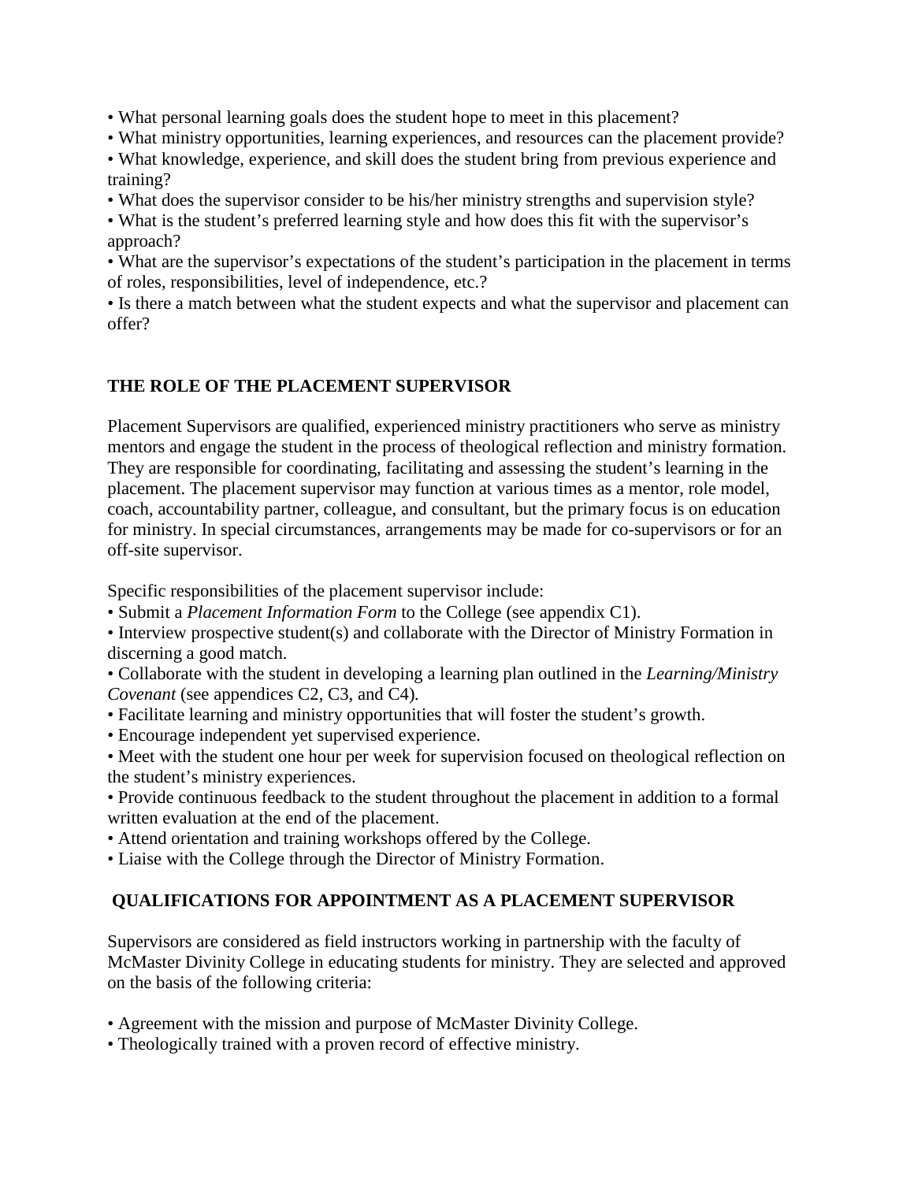- What personal learning goals does the student hope to meet in this placement?
- What ministry opportunities, learning experiences, and resources can the placement provide?
- What knowledge, experience, and skill does the student bring from previous experience and training?
- What does the supervisor consider to be his/her ministry strengths and supervision style?
- What is the student's preferred learning style and how does this fit with the supervisor's approach?
- What are the supervisor's expectations of the student's participation in the placement in terms of roles, responsibilities, level of independence, etc.?
- Is there a match between what the student expects and what the supervisor and placement can offer?

## THE ROLE OF THE PLACEMENT SUPERVISOR

Placement Supervisors are qualified, experienced ministry practitioners who serve as ministry mentors and engage the student in the process of theological reflection and ministry formation. They are responsible for coordinating, facilitating and assessing the student's learning in the placement. The placement supervisor may function at various times as a mentor, role model, coach, accountability partner, colleague, and consultant, but the primary focus is on education for ministry. In special circumstances, arrangements may be made for co-supervisors or for an off-site supervisor.

Specific responsibilities of the placement supervisor include:

- Submit a *Placement Information Form* to the College (see appendix C1).
- Interview prospective student(s) and collaborate with the Director of Ministry Formation in discerning a good match.
- Collaborate with the student in developing a learning plan outlined in the *Learning/Ministry Covenant* (see appendices C2, C3, and C4).
- Facilitate learning and ministry opportunities that will foster the student's growth.
- Encourage independent yet supervised experience.
- Meet with the student one hour per week for supervision focused on theological reflection on the student's ministry experiences.
- Provide continuous feedback to the student throughout the placement in addition to a formal written evaluation at the end of the placement.
- Attend orientation and training workshops offered by the College.
- Liaise with the College through the Director of Ministry Formation.

## QUALIFICATIONS FOR APPOINTMENT AS A PLACEMENT SUPERVISOR

Supervisors are considered as field instructors working in partnership with the faculty of McMaster Divinity College in educating students for ministry. They are selected and approved on the basis of the following criteria:

- Agreement with the mission and purpose of McMaster Divinity College.
- Theologically trained with a proven record of effective ministry.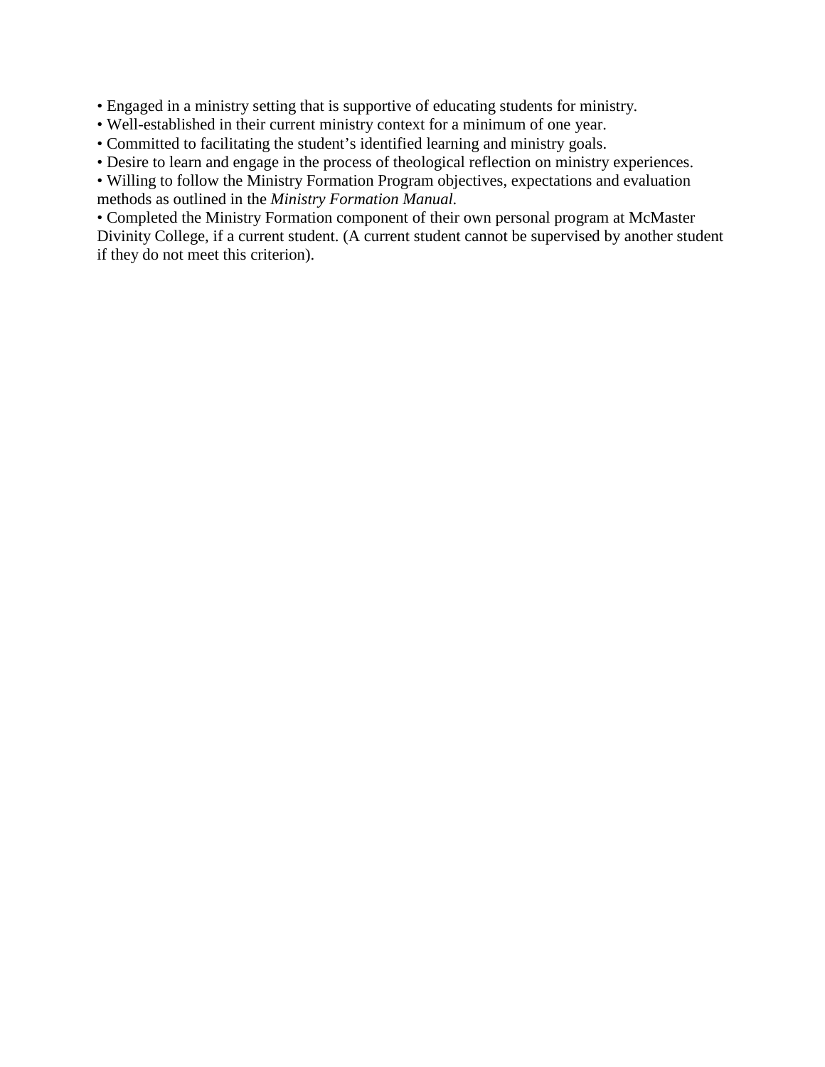- Engaged in a ministry setting that is supportive of educating students for ministry.
- Well-established in their current ministry context for a minimum of one year.
- Committed to facilitating the student's identified learning and ministry goals.
- Desire to learn and engage in the process of theological reflection on ministry experiences.
- Willing to follow the Ministry Formation Program objectives, expectations and evaluation methods as outlined in the *Ministry Formation Manual.*
- Completed the Ministry Formation component of their own personal program at McMaster Divinity College, if a current student. (A current student cannot be supervised by another student if they do not meet this criterion).